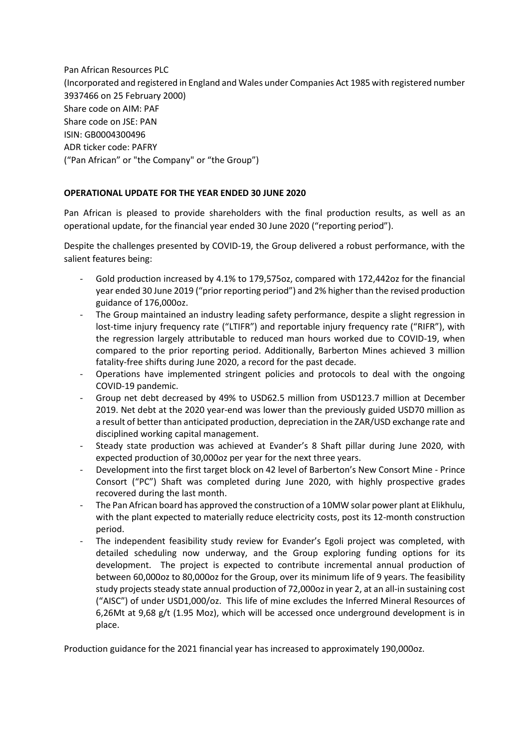Pan African Resources PLC
(Incorporated and registered in England and Wales under Companies Act 1985 with registered number 3937466 on 25 February 2000)
Share code on AIM: PAF
Share code on JSE: PAN
ISIN: GB0004300496
ADR ticker code: PAFRY
("Pan African" or "the Company" or "the Group")

## OPERATIONAL UPDATE FOR THE YEAR ENDED 30 JUNE 2020

Pan African is pleased to provide shareholders with the final production results, as well as an operational update, for the financial year ended 30 June 2020 ("reporting period").

Despite the challenges presented by COVID-19, the Group delivered a robust performance, with the salient features being:

- Gold production increased by 4.1% to 179,575oz, compared with 172,442oz for the financial year ended 30 June 2019 ("prior reporting period") and 2% higher than the revised production guidance of 176,000oz.
- The Group maintained an industry leading safety performance, despite a slight regression in lost-time injury frequency rate ("LTIFR") and reportable injury frequency rate ("RIFR"), with the regression largely attributable to reduced man hours worked due to COVID-19, when compared to the prior reporting period. Additionally, Barberton Mines achieved 3 million fatality-free shifts during June 2020, a record for the past decade.
- Operations have implemented stringent policies and protocols to deal with the ongoing COVID-19 pandemic.
- Group net debt decreased by 49% to USD62.5 million from USD123.7 million at December 2019. Net debt at the 2020 year-end was lower than the previously guided USD70 million as a result of better than anticipated production, depreciation in the ZAR/USD exchange rate and disciplined working capital management.
- Steady state production was achieved at Evander's 8 Shaft pillar during June 2020, with expected production of 30,000oz per year for the next three years.
- Development into the first target block on 42 level of Barberton's New Consort Mine - Prince Consort ("PC") Shaft was completed during June 2020, with highly prospective grades recovered during the last month.
- The Pan African board has approved the construction of a 10MW solar power plant at Elikhulu, with the plant expected to materially reduce electricity costs, post its 12-month construction period.
- The independent feasibility study review for Evander's Egoli project was completed, with detailed scheduling now underway, and the Group exploring funding options for its development. The project is expected to contribute incremental annual production of between 60,000oz to 80,000oz for the Group, over its minimum life of 9 years. The feasibility study projects steady state annual production of 72,000oz in year 2, at an all-in sustaining cost ("AISC") of under USD1,000/oz. This life of mine excludes the Inferred Mineral Resources of 6,26Mt at 9,68 g/t (1.95 Moz), which will be accessed once underground development is in place.

Production guidance for the 2021 financial year has increased to approximately 190,000oz.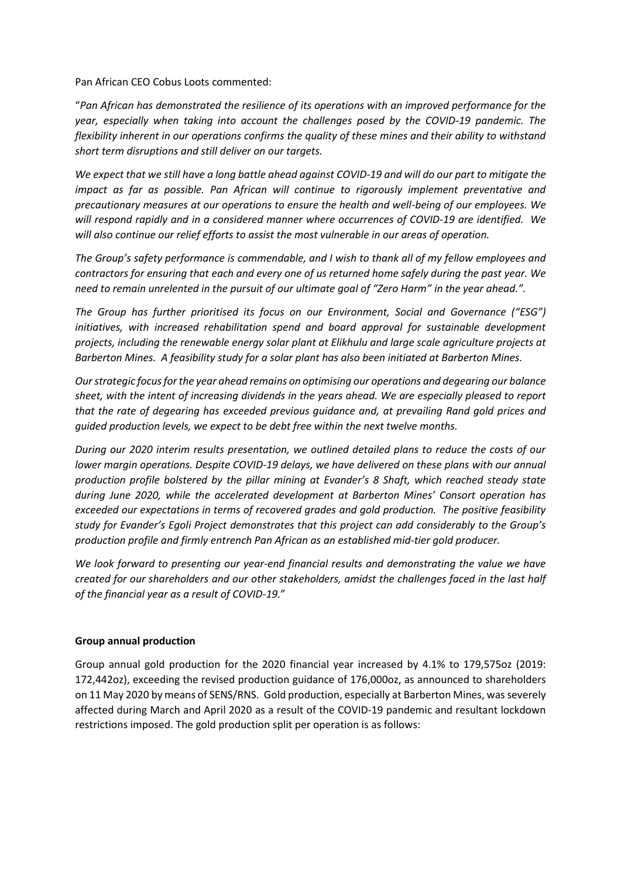Pan African CEO Cobus Loots commented:

"*Pan African has demonstrated the resilience of its operations with an improved performance for the year, especially when taking into account the challenges posed by the COVID-19 pandemic. The flexibility inherent in our operations confirms the quality of these mines and their ability to withstand short term disruptions and still deliver on our targets.*

*We expect that we still have a long battle ahead against COVID-19 and will do our part to mitigate the impact as far as possible. Pan African will continue to rigorously implement preventative and precautionary measures at our operations to ensure the health and well-being of our employees. We will respond rapidly and in a considered manner where occurrences of COVID-19 are identified. We will also continue our relief efforts to assist the most vulnerable in our areas of operation.*

*The Group's safety performance is commendable, and I wish to thank all of my fellow employees and contractors for ensuring that each and every one of us returned home safely during the past year. We need to remain unrelented in the pursuit of our ultimate goal of "Zero Harm" in the year ahead.".*

*The Group has further prioritised its focus on our Environment, Social and Governance ("ESG") initiatives, with increased rehabilitation spend and board approval for sustainable development projects, including the renewable energy solar plant at Elikhulu and large scale agriculture projects at Barberton Mines. A feasibility study for a solar plant has also been initiated at Barberton Mines.*

*Our strategic focus for the year ahead remains on optimising our operations and degearing our balance sheet, with the intent of increasing dividends in the years ahead. We are especially pleased to report that the rate of degearing has exceeded previous guidance and, at prevailing Rand gold prices and guided production levels, we expect to be debt free within the next twelve months.*

*During our 2020 interim results presentation, we outlined detailed plans to reduce the costs of our lower margin operations. Despite COVID-19 delays, we have delivered on these plans with our annual production profile bolstered by the pillar mining at Evander's 8 Shaft, which reached steady state during June 2020, while the accelerated development at Barberton Mines' Consort operation has exceeded our expectations in terms of recovered grades and gold production. The positive feasibility study for Evander's Egoli Project demonstrates that this project can add considerably to the Group's production profile and firmly entrench Pan African as an established mid-tier gold producer.*

*We look forward to presenting our year-end financial results and demonstrating the value we have created for our shareholders and our other stakeholders, amidst the challenges faced in the last half of the financial year as a result of COVID-19.*"

**Group annual production**

Group annual gold production for the 2020 financial year increased by 4.1% to 179,575oz (2019: 172,442oz), exceeding the revised production guidance of 176,000oz, as announced to shareholders on 11 May 2020 by means of SENS/RNS. Gold production, especially at Barberton Mines, was severely affected during March and April 2020 as a result of the COVID-19 pandemic and resultant lockdown restrictions imposed. The gold production split per operation is as follows: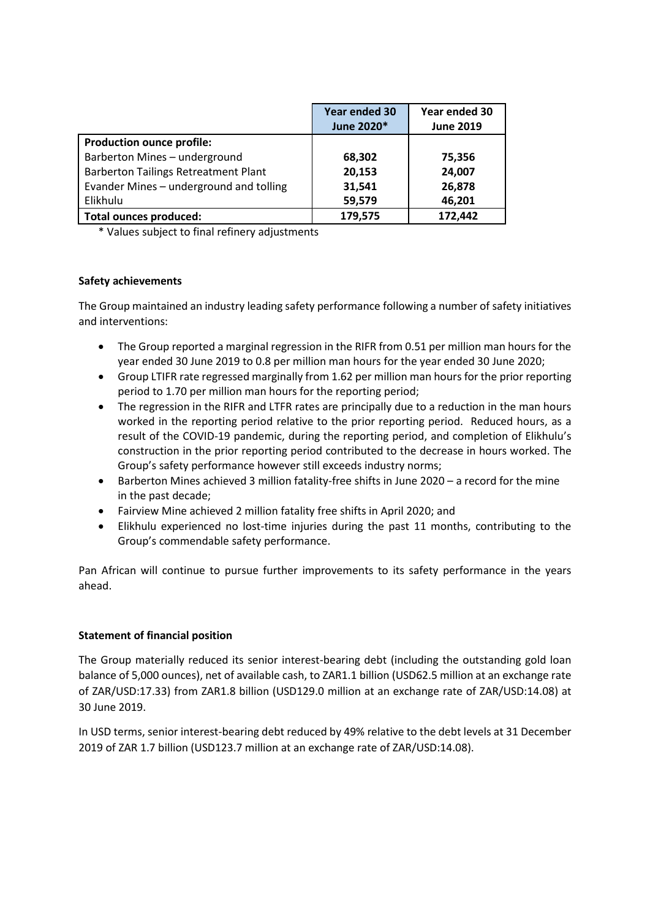| | Year ended 30 June 2020* | Year ended 30 June 2019 |
|---|---|---|
| **Production ounce profile:** | | |
| Barberton Mines – underground | **68,302** | **75,356** |
| Barberton Tailings Retreatment Plant | **20,153** | **24,007** |
| Evander Mines – underground and tolling | **31,541** | **26,878** |
| Elikhulu | **59,579** | **46,201** |
| **Total ounces produced:** | **179,575** | **172,442** |

\* Values subject to final refinery adjustments

**Safety achievements**

The Group maintained an industry leading safety performance following a number of safety initiatives and interventions:

- The Group reported a marginal regression in the RIFR from 0.51 per million man hours for the year ended 30 June 2019 to 0.8 per million man hours for the year ended 30 June 2020;
- Group LTIFR rate regressed marginally from 1.62 per million man hours for the prior reporting period to 1.70 per million man hours for the reporting period;
- The regression in the RIFR and LTFR rates are principally due to a reduction in the man hours worked in the reporting period relative to the prior reporting period. Reduced hours, as a result of the COVID-19 pandemic, during the reporting period, and completion of Elikhulu's construction in the prior reporting period contributed to the decrease in hours worked. The Group's safety performance however still exceeds industry norms;
- Barberton Mines achieved 3 million fatality-free shifts in June 2020 – a record for the mine in the past decade;
- Fairview Mine achieved 2 million fatality free shifts in April 2020; and
- Elikhulu experienced no lost-time injuries during the past 11 months, contributing to the Group's commendable safety performance.

Pan African will continue to pursue further improvements to its safety performance in the years ahead.

**Statement of financial position**

The Group materially reduced its senior interest-bearing debt (including the outstanding gold loan balance of 5,000 ounces), net of available cash, to ZAR1.1 billion (USD62.5 million at an exchange rate of ZAR/USD:17.33) from ZAR1.8 billion (USD129.0 million at an exchange rate of ZAR/USD:14.08) at 30 June 2019.

In USD terms, senior interest-bearing debt reduced by 49% relative to the debt levels at 31 December 2019 of ZAR 1.7 billion (USD123.7 million at an exchange rate of ZAR/USD:14.08).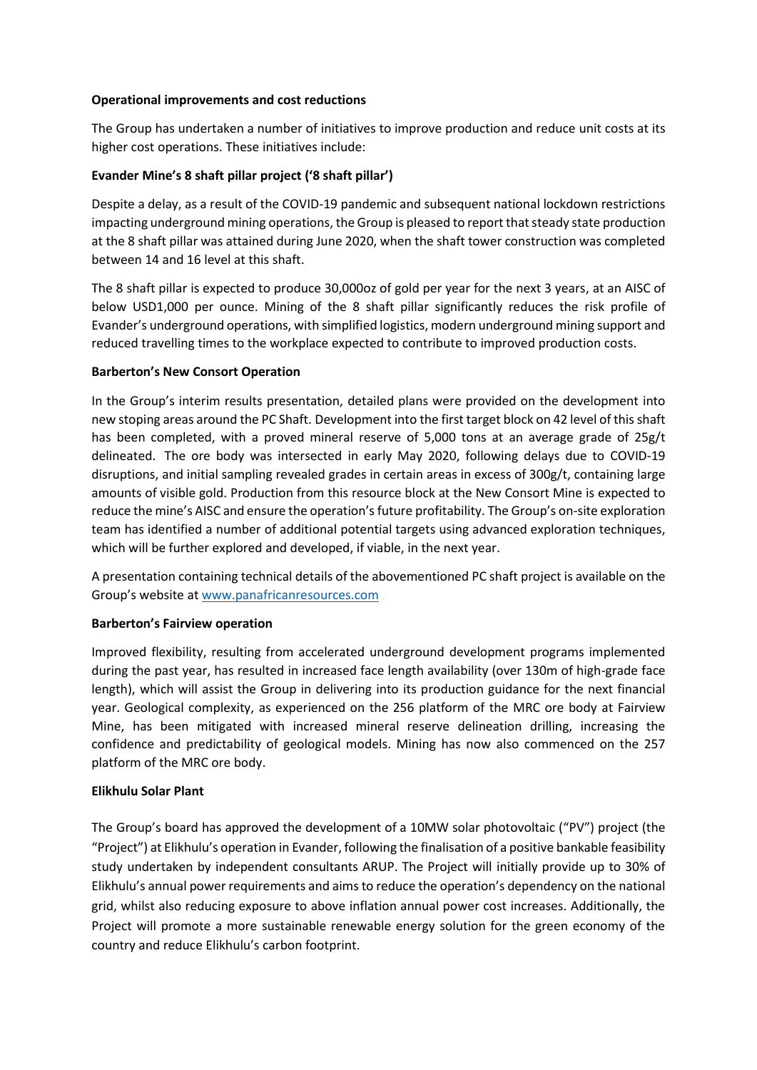**Operational improvements and cost reductions**

The Group has undertaken a number of initiatives to improve production and reduce unit costs at its higher cost operations. These initiatives include:

**Evander Mine's 8 shaft pillar project ('8 shaft pillar')**

Despite a delay, as a result of the COVID-19 pandemic and subsequent national lockdown restrictions impacting underground mining operations, the Group is pleased to report that steady state production at the 8 shaft pillar was attained during June 2020, when the shaft tower construction was completed between 14 and 16 level at this shaft.

The 8 shaft pillar is expected to produce 30,000oz of gold per year for the next 3 years, at an AISC of below USD1,000 per ounce. Mining of the 8 shaft pillar significantly reduces the risk profile of Evander's underground operations, with simplified logistics, modern underground mining support and reduced travelling times to the workplace expected to contribute to improved production costs.

**Barberton's New Consort Operation**

In the Group's interim results presentation, detailed plans were provided on the development into new stoping areas around the PC Shaft. Development into the first target block on 42 level of this shaft has been completed, with a proved mineral reserve of 5,000 tons at an average grade of 25g/t delineated. The ore body was intersected in early May 2020, following delays due to COVID-19 disruptions, and initial sampling revealed grades in certain areas in excess of 300g/t, containing large amounts of visible gold. Production from this resource block at the New Consort Mine is expected to reduce the mine's AISC and ensure the operation's future profitability. The Group's on-site exploration team has identified a number of additional potential targets using advanced exploration techniques, which will be further explored and developed, if viable, in the next year.

A presentation containing technical details of the abovementioned PC shaft project is available on the Group's website at [www.panafricanresources.com](http://www.panafricanresources.com)

**Barberton's Fairview operation**

Improved flexibility, resulting from accelerated underground development programs implemented during the past year, has resulted in increased face length availability (over 130m of high-grade face length), which will assist the Group in delivering into its production guidance for the next financial year. Geological complexity, as experienced on the 256 platform of the MRC ore body at Fairview Mine, has been mitigated with increased mineral reserve delineation drilling, increasing the confidence and predictability of geological models. Mining has now also commenced on the 257 platform of the MRC ore body.

**Elikhulu Solar Plant**

The Group's board has approved the development of a 10MW solar photovoltaic ("PV") project (the "Project") at Elikhulu's operation in Evander, following the finalisation of a positive bankable feasibility study undertaken by independent consultants ARUP. The Project will initially provide up to 30% of Elikhulu's annual power requirements and aims to reduce the operation's dependency on the national grid, whilst also reducing exposure to above inflation annual power cost increases. Additionally, the Project will promote a more sustainable renewable energy solution for the green economy of the country and reduce Elikhulu's carbon footprint.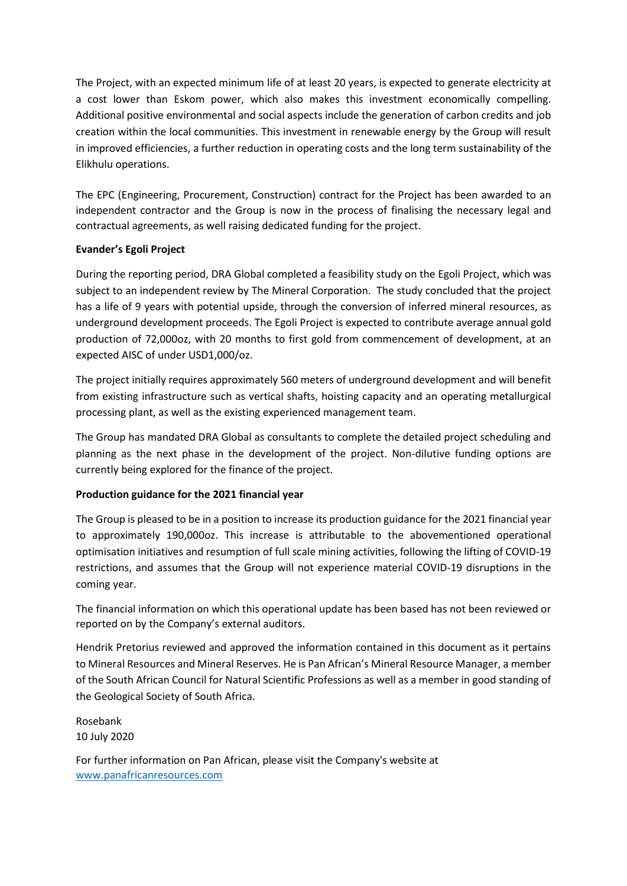The Project, with an expected minimum life of at least 20 years, is expected to generate electricity at a cost lower than Eskom power, which also makes this investment economically compelling. Additional positive environmental and social aspects include the generation of carbon credits and job creation within the local communities. This investment in renewable energy by the Group will result in improved efficiencies, a further reduction in operating costs and the long term sustainability of the Elikhulu operations.

The EPC (Engineering, Procurement, Construction) contract for the Project has been awarded to an independent contractor and the Group is now in the process of finalising the necessary legal and contractual agreements, as well raising dedicated funding for the project.

**Evander's Egoli Project**

During the reporting period, DRA Global completed a feasibility study on the Egoli Project, which was subject to an independent review by The Mineral Corporation. The study concluded that the project has a life of 9 years with potential upside, through the conversion of inferred mineral resources, as underground development proceeds. The Egoli Project is expected to contribute average annual gold production of 72,000oz, with 20 months to first gold from commencement of development, at an expected AISC of under USD1,000/oz.

The project initially requires approximately 560 meters of underground development and will benefit from existing infrastructure such as vertical shafts, hoisting capacity and an operating metallurgical processing plant, as well as the existing experienced management team.

The Group has mandated DRA Global as consultants to complete the detailed project scheduling and planning as the next phase in the development of the project. Non-dilutive funding options are currently being explored for the finance of the project.

**Production guidance for the 2021 financial year**

The Group is pleased to be in a position to increase its production guidance for the 2021 financial year to approximately 190,000oz. This increase is attributable to the abovementioned operational optimisation initiatives and resumption of full scale mining activities, following the lifting of COVID-19 restrictions, and assumes that the Group will not experience material COVID-19 disruptions in the coming year.

The financial information on which this operational update has been based has not been reviewed or reported on by the Company's external auditors.

Hendrik Pretorius reviewed and approved the information contained in this document as it pertains to Mineral Resources and Mineral Reserves. He is Pan African's Mineral Resource Manager, a member of the South African Council for Natural Scientific Professions as well as a member in good standing of the Geological Society of South Africa.

Rosebank
10 July 2020

For further information on Pan African, please visit the Company's website at
[www.panafricanresources.com](http://www.panafricanresources.com)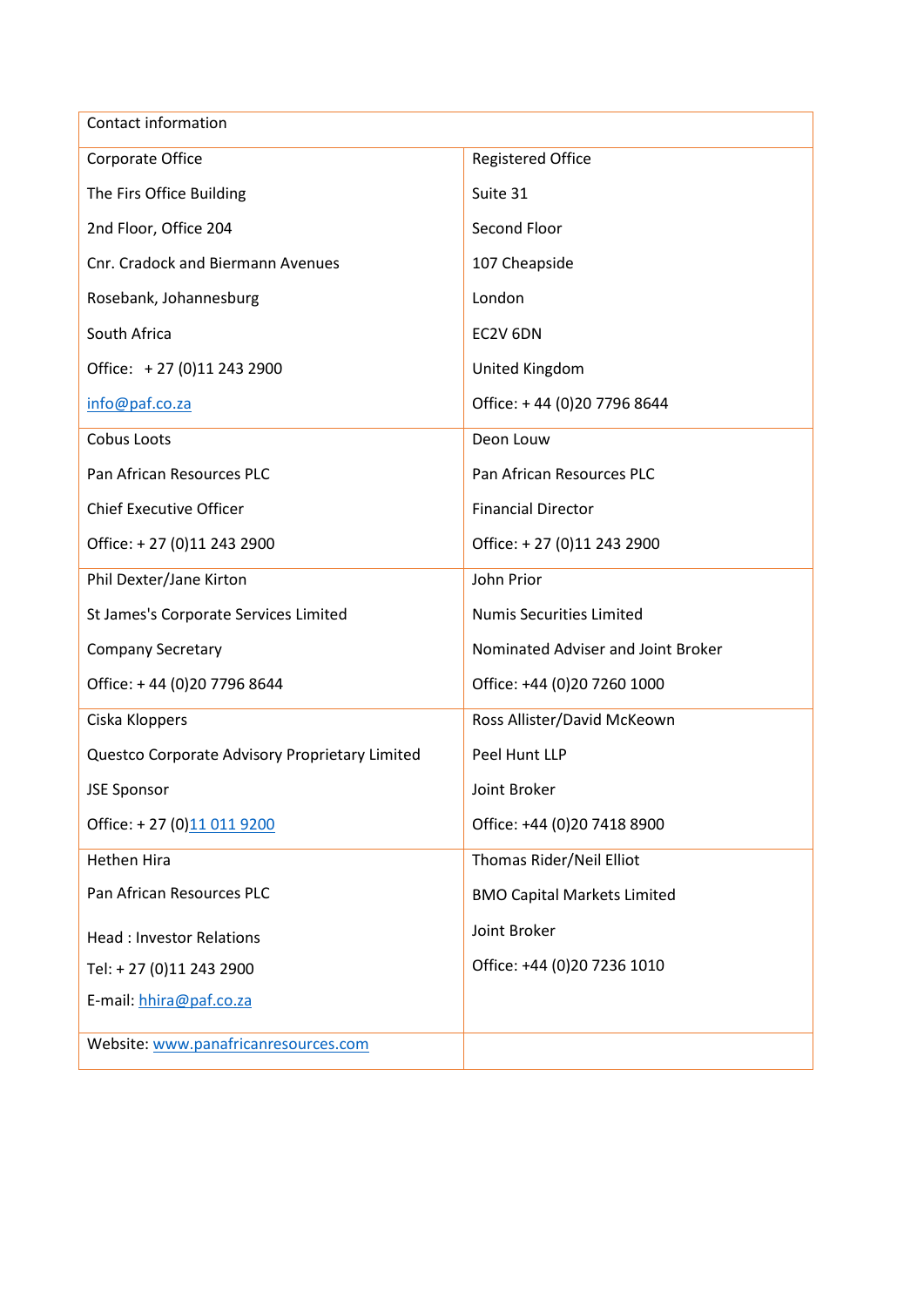| Contact information | |
|---|---|
| Corporate Office<br>The Firs Office Building<br>2nd Floor, Office 204<br>Cnr. Cradock and Biermann Avenues<br>Rosebank, Johannesburg<br>South Africa<br>Office: + 27 (0)11 243 2900<br>info@paf.co.za | Registered Office<br>Suite 31<br>Second Floor<br>107 Cheapside<br>London<br>EC2V 6DN<br>United Kingdom<br>Office: + 44 (0)20 7796 8644 |
| Cobus Loots<br>Pan African Resources PLC<br>Chief Executive Officer<br>Office: + 27 (0)11 243 2900 | Deon Louw<br>Pan African Resources PLC<br>Financial Director<br>Office: + 27 (0)11 243 2900 |
| Phil Dexter/Jane Kirton<br>St James's Corporate Services Limited<br>Company Secretary<br>Office: + 44 (0)20 7796 8644 | John Prior<br>Numis Securities Limited<br>Nominated Adviser and Joint Broker<br>Office: +44 (0)20 7260 1000 |
| Ciska Kloppers<br>Questco Corporate Advisory Proprietary Limited<br>JSE Sponsor<br>Office: + 27 (0)11 011 9200 | Ross Allister/David McKeown<br>Peel Hunt LLP<br>Joint Broker<br>Office: +44 (0)20 7418 8900 |
| Hethen Hira<br>Pan African Resources PLC<br>Head : Investor Relations<br>Tel: + 27 (0)11 243 2900<br>E-mail: hhira@paf.co.za | Thomas Rider/Neil Elliot<br>BMO Capital Markets Limited<br>Joint Broker<br>Office: +44 (0)20 7236 1010 |
| Website: www.panafricanresources.com | |